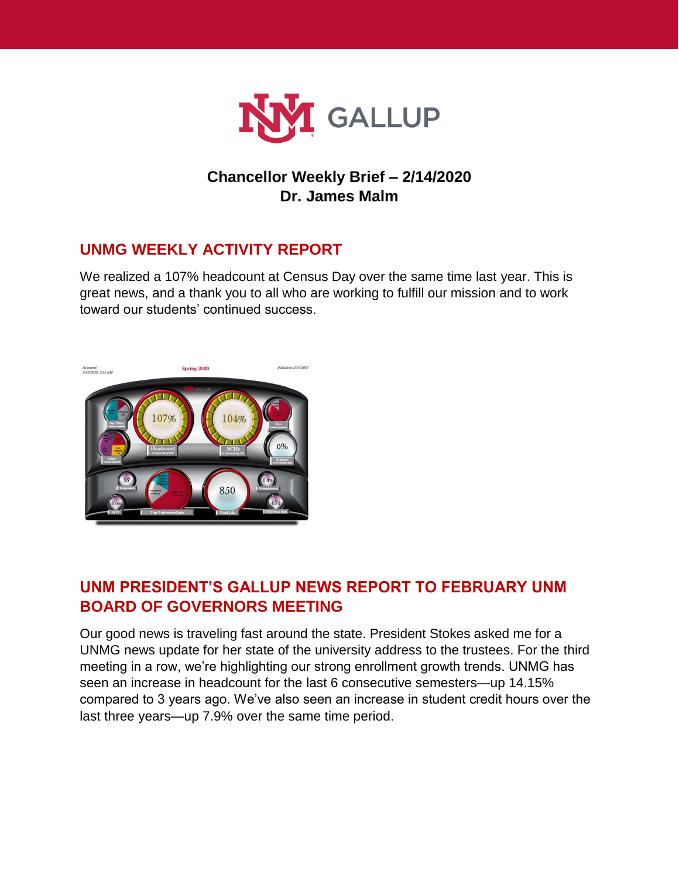# Chancellor Weekly Brief – 2/14/2020
## Dr. James Malm

## UNMG WEEKLY ACTIVITY REPORT

We realized a 107% headcount at Census Day over the same time last year. This is great news, and a thank you to all who are working to fulfill our mission and to work toward our students' continued success.

Spring 2020

107%
Headcount

104%
SCHs

0%

850
Total Jobs

## UNM PRESIDENT'S GALLUP NEWS REPORT TO FEBRUARY UNM BOARD OF GOVERNORS MEETING

Our good news is traveling fast around the state. President Stokes asked me for a UNMG news update for her state of the university address to the trustees. For the third meeting in a row, we're highlighting our strong enrollment growth trends. UNMG has seen an increase in headcount for the last 6 consecutive semesters—up 14.15% compared to 3 years ago. We've also seen an increase in student credit hours over the last three years—up 7.9% over the same time period.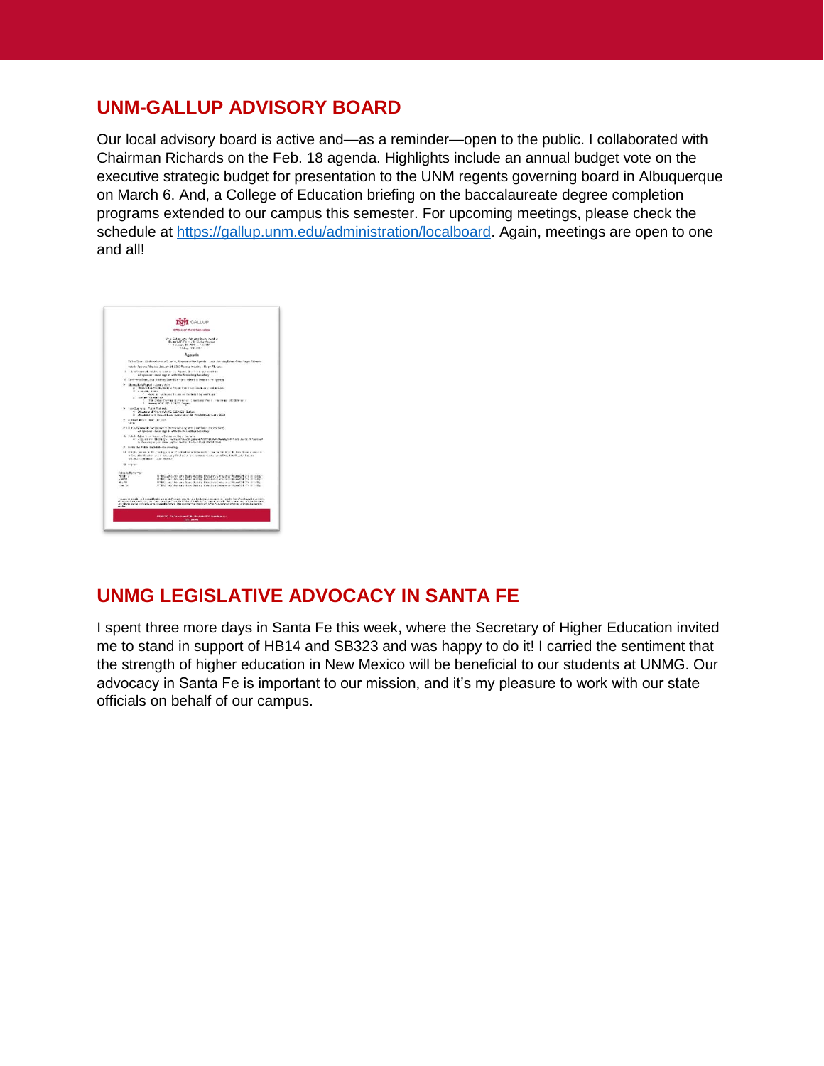## UNM-GALLUP ADVISORY BOARD

Our local advisory board is active and—as a reminder—open to the public. I collaborated with Chairman Richards on the Feb. 18 agenda. Highlights include an annual budget vote on the executive strategic budget for presentation to the UNM regents governing board in Albuquerque on March 6. And, a College of Education briefing on the baccalaureate degree completion programs extended to our campus this semester. For upcoming meetings, please check the schedule at [https://gallup.unm.edu/administration/localboard](https://gallup.unm.edu/administration/localboard). Again, meetings are open to one and all!

## UNMG LEGISLATIVE ADVOCACY IN SANTA FE

I spent three more days in Santa Fe this week, where the Secretary of Higher Education invited me to stand in support of HB14 and SB323 and was happy to do it! I carried the sentiment that the strength of higher education in New Mexico will be beneficial to our students at UNMG. Our advocacy in Santa Fe is important to our mission, and it's my pleasure to work with our state officials on behalf of our campus.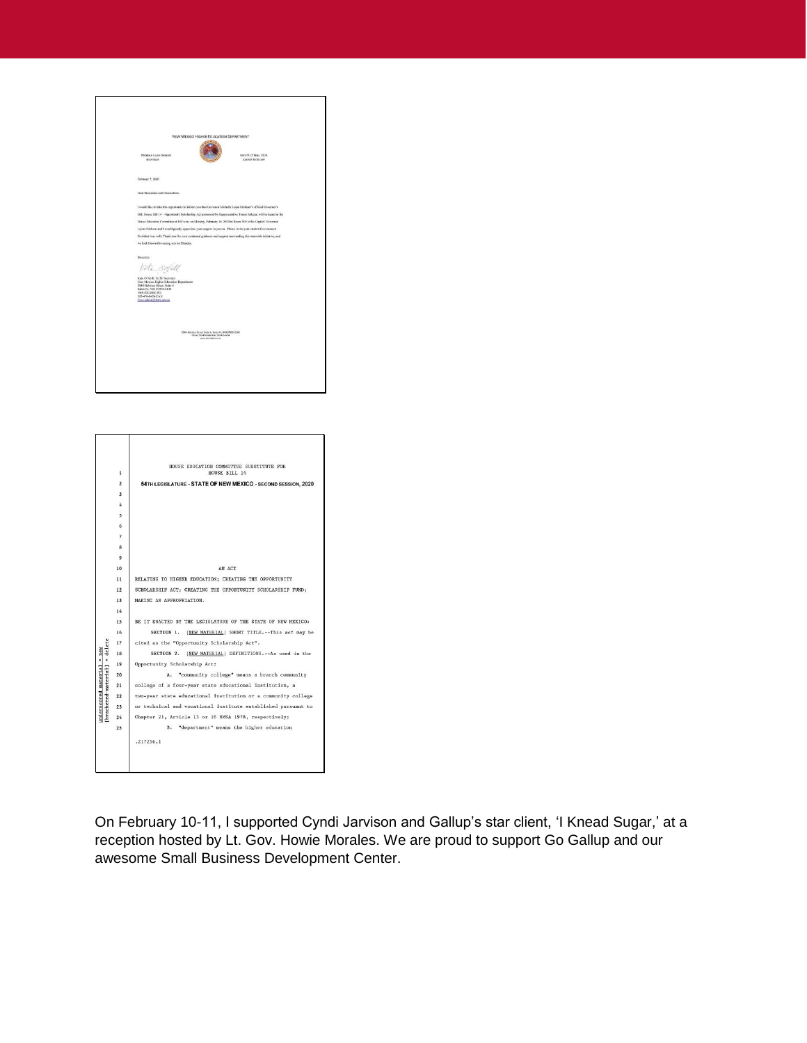NEW MEXICO HIGHER EDUCATION DEPARTMENT

MICHELLE LUJAN GRISHAM
GOVERNOR

KATE M. O'NEILL, ED.D.
CABINET SECRETARY

February 7, 2020

Dear Presidents and Chancellors:

I would like to take this opportunity to inform you that Governor Michelle Lujan Grisham's official Governor's Bill, House Bill 14 – Opportunity Scholarship Act sponsored by Representative Tomás Salazar, will be heard in the House Education Committee at 8:00 a.m. on Monday, February 10, 2020 in Room 309 at the Capitol. Governor Lujan Grisham and I would greatly appreciate your support in person. Please invite your student Government President's as well. Thank you for your continued guidance and support surrounding this statewide initiative, and we look forward to seeing you on Monday.

Sincerely,

Kate O'Neill

Kate O'Neill, Ed.D. Secretary
New Mexico Higher Education Department
2048 Galisteo Street, Suite 4
Santa Fe, NM 87505-2100
505-476-8400 (P)
505-476-8454 (FAX)

2048 Galisteo Street, Suite 4, Santa Fe, NM 87505-2100

HOUSE EDUCATION COMMITTEE SUBSTITUTE FOR
HOUSE BILL 14

**54TH LEGISLATURE - STATE OF NEW MEXICO - SECOND SESSION, 2020**

AN ACT

RELATING TO HIGHER EDUCATION; CREATING THE OPPORTUNITY SCHOLARSHIP ACT; CREATING THE OPPORTUNITY SCHOLARSHIP FUND; MAKING AN APPROPRIATION.

BE IT ENACTED BY THE LEGISLATURE OF THE STATE OF NEW MEXICO:

SECTION 1. [NEW MATERIAL] SHORT TITLE.--This act may be cited as the "Opportunity Scholarship Act".

SECTION 2. [NEW MATERIAL] DEFINITIONS.--As used in the Opportunity Scholarship Act:

A. "community college" means a branch community college of a four-year state educational institution, a two-year state educational institution or a community college or technical and vocational institute established pursuant to Chapter 21, Article 13 or 16 NMSA 1978, respectively;

B. "department" means the higher education

.217256.1

underscored material = new
[bracketed material] = delete

On February 10-11, I supported Cyndi Jarvison and Gallup's star client, 'I Knead Sugar,' at a reception hosted by Lt. Gov. Howie Morales. We are proud to support Go Gallup and our awesome Small Business Development Center.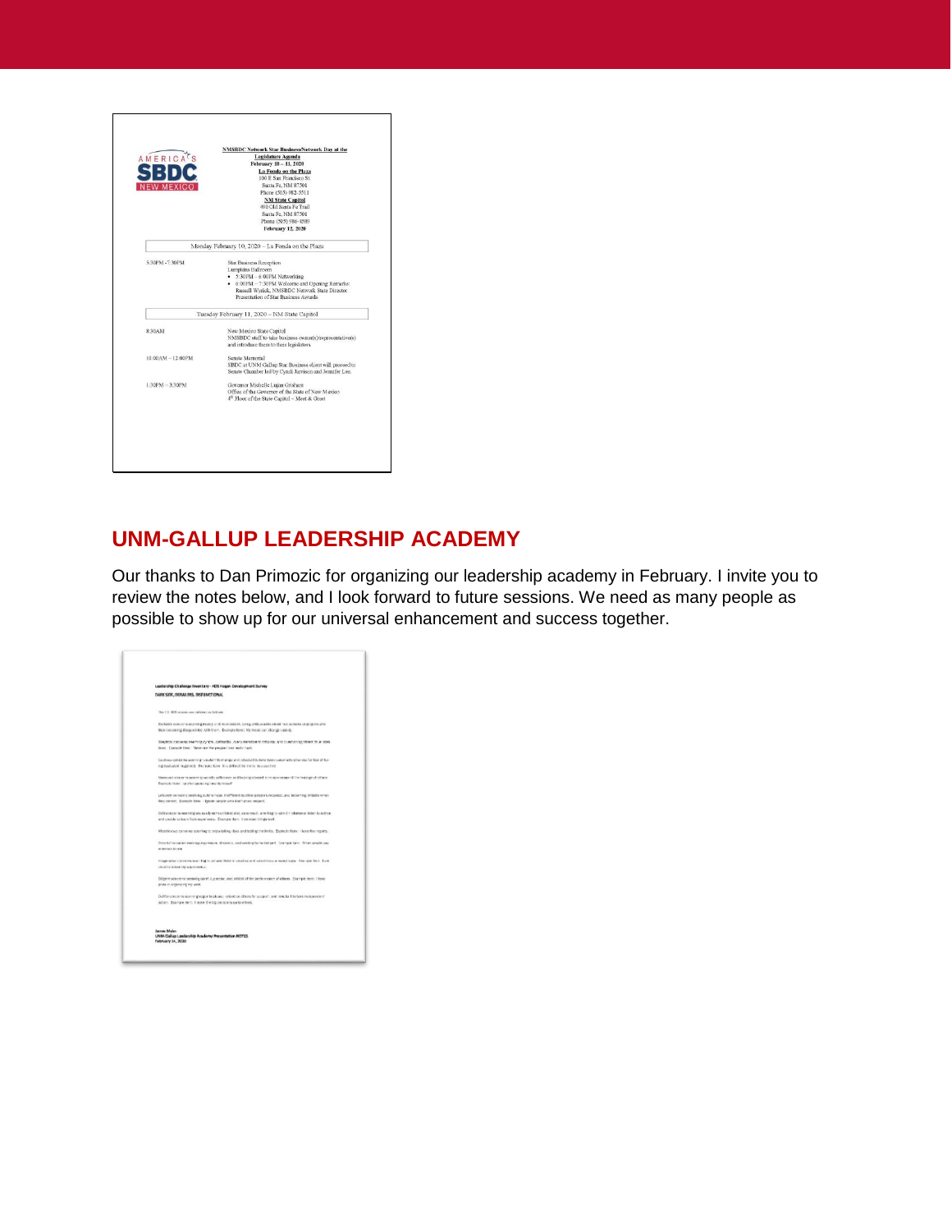**NMSBDC Network Star Business/Network Day at the Legislature Agenda**
**February 10 – 11, 2020**
**La Fonda on the Plaza**
100 E San Francisco St.
Santa Fe, NM 87501
Phone (505) 982-5511
**NM State Capitol**
490 Old Santa Fe Trail
Santa Fe, NM 87501
Phone (505) 986-4589
**February 12, 2020**

| Monday February 10, 2020 – La Fonda on the Plaza | |
|---|---|
| 5:30PM -7:30PM | Star Business Reception<br>Lumpkins Ballroom<br>• 5:30PM – 6:00PM Networking<br>• 6:00PM – 7:30PM Welcome and Opening Remarks: Russell Wyrick, NMSBDC Network State Director<br>Presentation of Star Business Awards |

| Tuesday February 11, 2020 – NM State Capitol | |
|---|---|
| 8:30AM | New Mexico State Capitol<br>NMSBDC staff to take business owner(s)/representative(s) and introduce them to their legislators |
| 10:00AM – 12:00PM | Senate Memorial<br>SBDC at UNM-Gallup Star Business client will proceed to Senate Chamber led by Cyndi Jarvison and Jennifer Lee. |
| 1:30PM – 3:30PM | Governor Michelle Lujan Grisham<br>Office of the Governor of the State of New Mexico<br>4th Floor of the State Capitol – Meet & Greet |

## UNM-GALLUP LEADERSHIP ACADEMY

Our thanks to Dan Primozic for organizing our leadership academy in February. I invite you to review the notes below, and I look forward to future sessions. We need as many people as possible to show up for our universal enhancement and success together.

**Leadership Challenge Inventory - HDS Hogan Development Survey**
**DARK SIDE, DERAILERS, DYSFUNCTIONAL**

**James Malo**
**UNM-Gallup Leadership Academy Presentation NOTES**
**February 14, 2020**